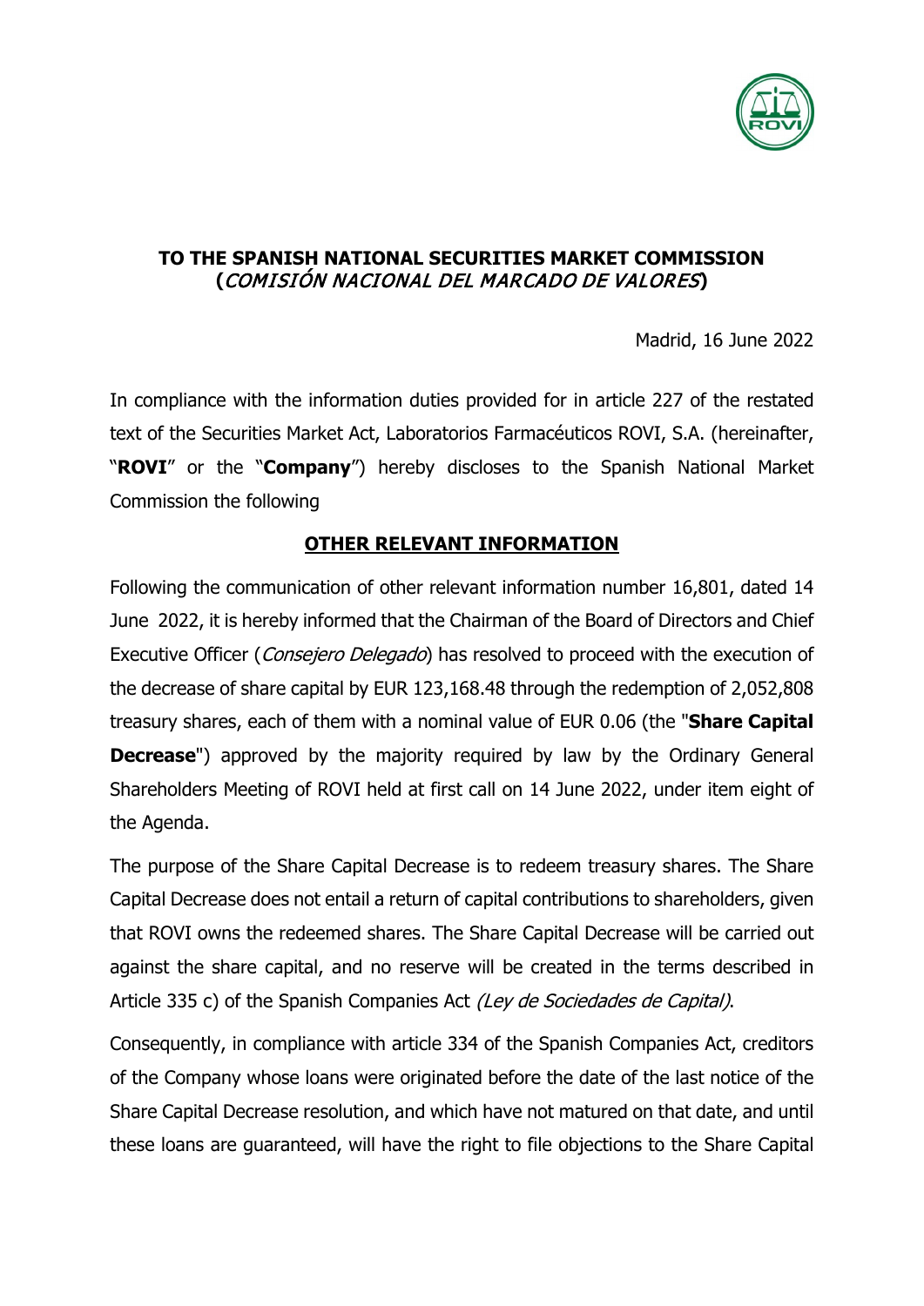**TO THE SPANISH NATIONAL SECURITIES MARKET COMMISSION (*COMISIÓN NACIONAL DEL MARCADO DE VALORES*)**

Madrid, 16 June 2022

In compliance with the information duties provided for in article 227 of the restated text of the Securities Market Act, Laboratorios Farmacéuticos ROVI, S.A. (hereinafter, "**ROVI**" or the "**Company**") hereby discloses to the Spanish National Market Commission the following

## OTHER RELEVANT INFORMATION

Following the communication of other relevant information number 16,801, dated 14 June 2022, it is hereby informed that the Chairman of the Board of Directors and Chief Executive Officer (*Consejero Delegado*) has resolved to proceed with the execution of the decrease of share capital by EUR 123,168.48 through the redemption of 2,052,808 treasury shares, each of them with a nominal value of EUR 0.06 (the "**Share Capital Decrease**") approved by the majority required by law by the Ordinary General Shareholders Meeting of ROVI held at first call on 14 June 2022, under item eight of the Agenda.

The purpose of the Share Capital Decrease is to redeem treasury shares. The Share Capital Decrease does not entail a return of capital contributions to shareholders, given that ROVI owns the redeemed shares. The Share Capital Decrease will be carried out against the share capital, and no reserve will be created in the terms described in Article 335 c) of the Spanish Companies Act *(Ley de Sociedades de Capital)*.

Consequently, in compliance with article 334 of the Spanish Companies Act, creditors of the Company whose loans were originated before the date of the last notice of the Share Capital Decrease resolution, and which have not matured on that date, and until these loans are guaranteed, will have the right to file objections to the Share Capital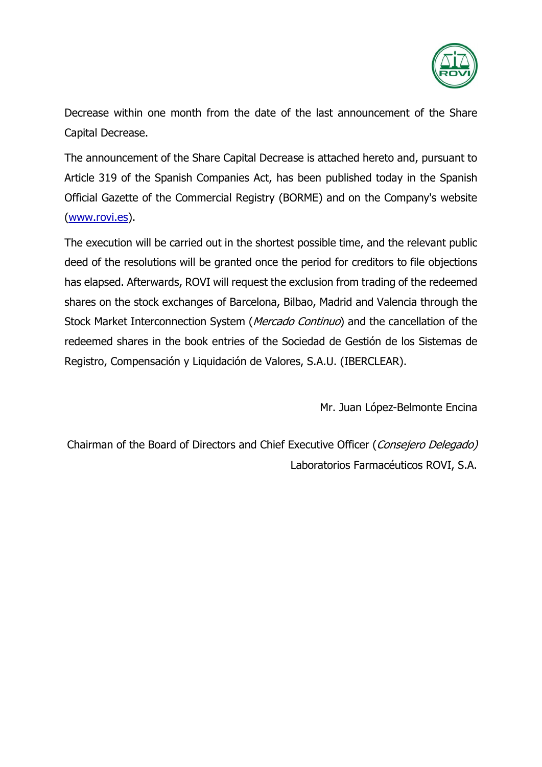Decrease within one month from the date of the last announcement of the Share Capital Decrease.

The announcement of the Share Capital Decrease is attached hereto and, pursuant to Article 319 of the Spanish Companies Act, has been published today in the Spanish Official Gazette of the Commercial Registry (BORME) and on the Company's website (www.rovi.es).

The execution will be carried out in the shortest possible time, and the relevant public deed of the resolutions will be granted once the period for creditors to file objections has elapsed. Afterwards, ROVI will request the exclusion from trading of the redeemed shares on the stock exchanges of Barcelona, Bilbao, Madrid and Valencia through the Stock Market Interconnection System (*Mercado Continuo*) and the cancellation of the redeemed shares in the book entries of the Sociedad de Gestión de los Sistemas de Registro, Compensación y Liquidación de Valores, S.A.U. (IBERCLEAR).

Mr. Juan López-Belmonte Encina

Chairman of the Board of Directors and Chief Executive Officer (*Consejero Delegado)*
Laboratorios Farmacéuticos ROVI, S.A.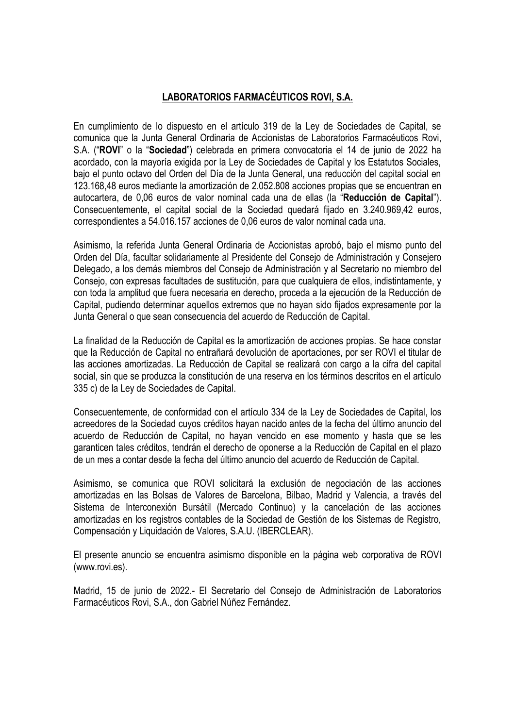## LABORATORIOS FARMACÉUTICOS ROVI, S.A.

En cumplimiento de lo dispuesto en el artículo 319 de la Ley de Sociedades de Capital, se comunica que la Junta General Ordinaria de Accionistas de Laboratorios Farmacéuticos Rovi, S.A. ("**ROVI**" o la "**Sociedad**") celebrada en primera convocatoria el 14 de junio de 2022 ha acordado, con la mayoría exigida por la Ley de Sociedades de Capital y los Estatutos Sociales, bajo el punto octavo del Orden del Día de la Junta General, una reducción del capital social en 123.168,48 euros mediante la amortización de 2.052.808 acciones propias que se encuentran en autocartera, de 0,06 euros de valor nominal cada una de ellas (la "**Reducción de Capital**"). Consecuentemente, el capital social de la Sociedad quedará fijado en 3.240.969,42 euros, correspondientes a 54.016.157 acciones de 0,06 euros de valor nominal cada una.

Asimismo, la referida Junta General Ordinaria de Accionistas aprobó, bajo el mismo punto del Orden del Día, facultar solidariamente al Presidente del Consejo de Administración y Consejero Delegado, a los demás miembros del Consejo de Administración y al Secretario no miembro del Consejo, con expresas facultades de sustitución, para que cualquiera de ellos, indistintamente, y con toda la amplitud que fuera necesaria en derecho, proceda a la ejecución de la Reducción de Capital, pudiendo determinar aquellos extremos que no hayan sido fijados expresamente por la Junta General o que sean consecuencia del acuerdo de Reducción de Capital.

La finalidad de la Reducción de Capital es la amortización de acciones propias. Se hace constar que la Reducción de Capital no entrañará devolución de aportaciones, por ser ROVI el titular de las acciones amortizadas. La Reducción de Capital se realizará con cargo a la cifra del capital social, sin que se produzca la constitución de una reserva en los términos descritos en el artículo 335 c) de la Ley de Sociedades de Capital.

Consecuentemente, de conformidad con el artículo 334 de la Ley de Sociedades de Capital, los acreedores de la Sociedad cuyos créditos hayan nacido antes de la fecha del último anuncio del acuerdo de Reducción de Capital, no hayan vencido en ese momento y hasta que se les garanticen tales créditos, tendrán el derecho de oponerse a la Reducción de Capital en el plazo de un mes a contar desde la fecha del último anuncio del acuerdo de Reducción de Capital.

Asimismo, se comunica que ROVI solicitará la exclusión de negociación de las acciones amortizadas en las Bolsas de Valores de Barcelona, Bilbao, Madrid y Valencia, a través del Sistema de Interconexión Bursátil (Mercado Continuo) y la cancelación de las acciones amortizadas en los registros contables de la Sociedad de Gestión de los Sistemas de Registro, Compensación y Liquidación de Valores, S.A.U. (IBERCLEAR).

El presente anuncio se encuentra asimismo disponible en la página web corporativa de ROVI (www.rovi.es).

Madrid, 15 de junio de 2022.- El Secretario del Consejo de Administración de Laboratorios Farmacéuticos Rovi, S.A., don Gabriel Núñez Fernández.